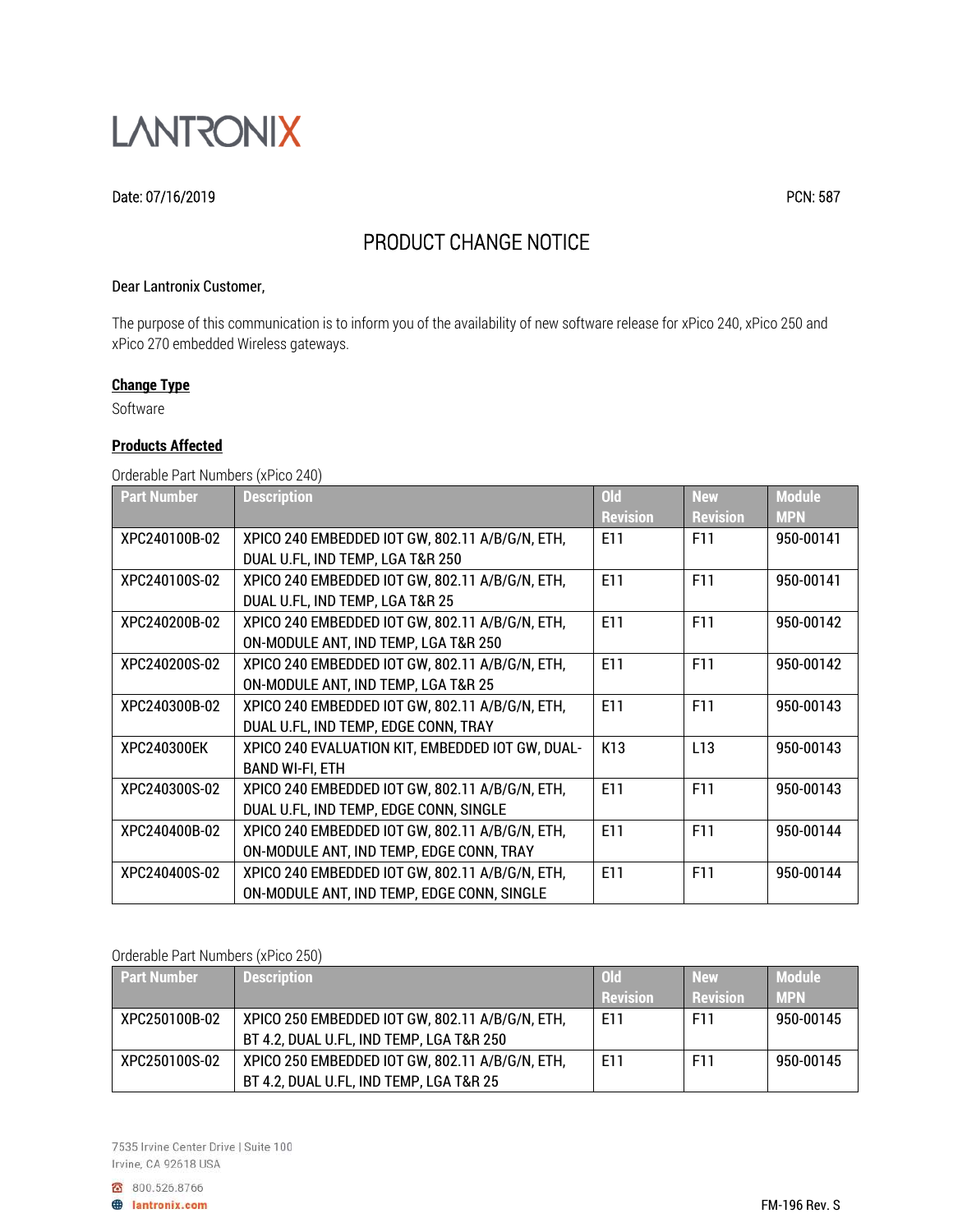LANTRONIX

Date: 07/16/2019 PCN: 587

# PRODUCT CHANGE NOTICE

Dear Lantronix Customer,

The purpose of this communication is to inform you of the availability of new software release for xPico 240, xPico 250 and xPico 270 embedded Wireless gateways.

**Change Type**

Software

**Products Affected**

Orderable Part Numbers (xPico 240)

| Part Number | Description | Old Revision | New Revision | Module MPN |
|---|---|---|---|---|
| XPC240100B-02 | XPICO 240 EMBEDDED IOT GW, 802.11 A/B/G/N, ETH, DUAL U.FL, IND TEMP, LGA T&R 250 | E11 | F11 | 950-00141 |
| XPC240100S-02 | XPICO 240 EMBEDDED IOT GW, 802.11 A/B/G/N, ETH, DUAL U.FL, IND TEMP, LGA T&R 25 | E11 | F11 | 950-00141 |
| XPC240200B-02 | XPICO 240 EMBEDDED IOT GW, 802.11 A/B/G/N, ETH, ON-MODULE ANT, IND TEMP, LGA T&R 250 | E11 | F11 | 950-00142 |
| XPC240200S-02 | XPICO 240 EMBEDDED IOT GW, 802.11 A/B/G/N, ETH, ON-MODULE ANT, IND TEMP, LGA T&R 25 | E11 | F11 | 950-00142 |
| XPC240300B-02 | XPICO 240 EMBEDDED IOT GW, 802.11 A/B/G/N, ETH, DUAL U.FL, IND TEMP, EDGE CONN, TRAY | E11 | F11 | 950-00143 |
| XPC240300EK | XPICO 240 EVALUATION KIT, EMBEDDED IOT GW, DUAL-BAND WI-FI, ETH | K13 | L13 | 950-00143 |
| XPC240300S-02 | XPICO 240 EMBEDDED IOT GW, 802.11 A/B/G/N, ETH, DUAL U.FL, IND TEMP, EDGE CONN, SINGLE | E11 | F11 | 950-00143 |
| XPC240400B-02 | XPICO 240 EMBEDDED IOT GW, 802.11 A/B/G/N, ETH, ON-MODULE ANT, IND TEMP, EDGE CONN, TRAY | E11 | F11 | 950-00144 |
| XPC240400S-02 | XPICO 240 EMBEDDED IOT GW, 802.11 A/B/G/N, ETH, ON-MODULE ANT, IND TEMP, EDGE CONN, SINGLE | E11 | F11 | 950-00144 |

Orderable Part Numbers (xPico 250)

| Part Number | Description | Old Revision | New Revision | Module MPN |
|---|---|---|---|---|
| XPC250100B-02 | XPICO 250 EMBEDDED IOT GW, 802.11 A/B/G/N, ETH, BT 4.2, DUAL U.FL, IND TEMP, LGA T&R 250 | E11 | F11 | 950-00145 |
| XPC250100S-02 | XPICO 250 EMBEDDED IOT GW, 802.11 A/B/G/N, ETH, BT 4.2, DUAL U.FL, IND TEMP, LGA T&R 25 | E11 | F11 | 950-00145 |

7535 Irvine Center Drive | Suite 100
Irvine, CA 92618 USA

800.526.8766
lantronix.com

FM-196 Rev. S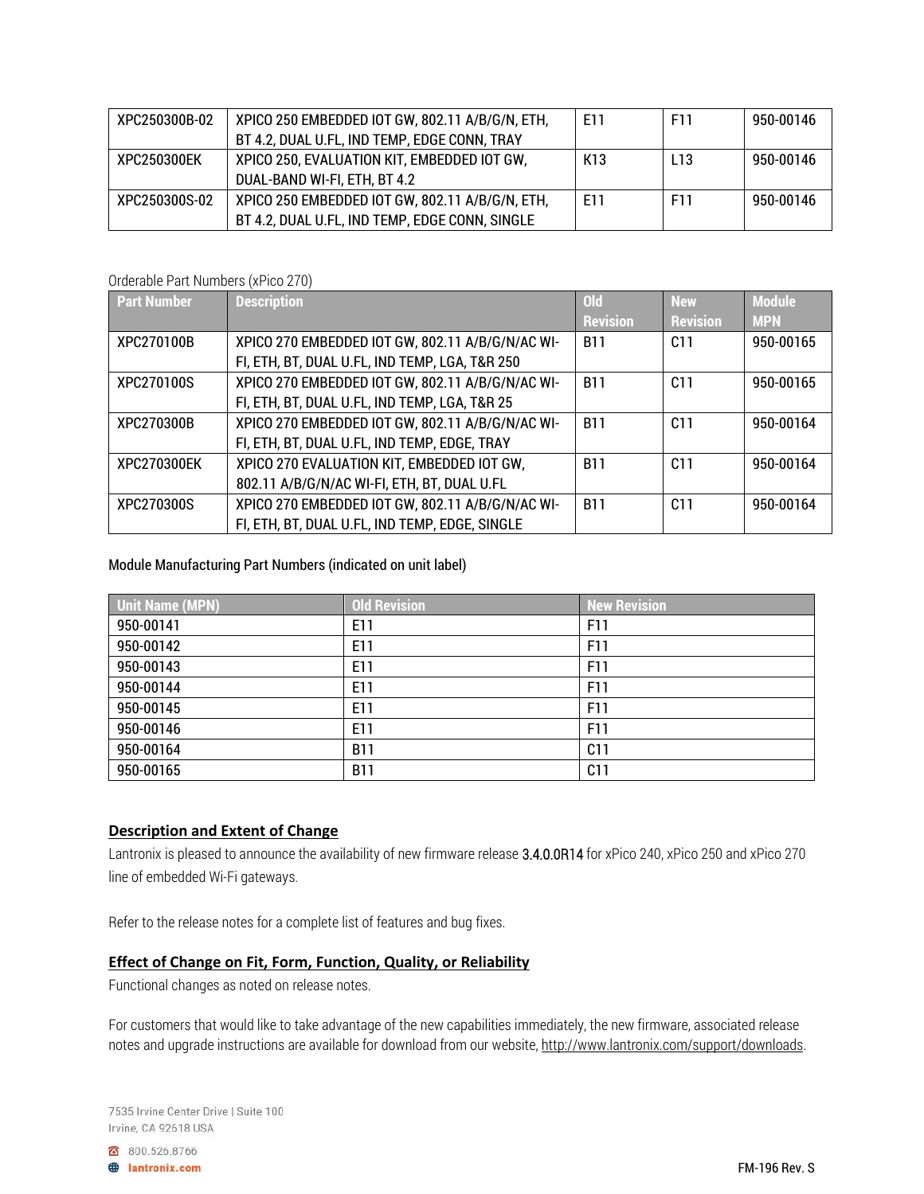| | | | | |
|---|---|---|---|---|
| XPC250300B-02 | XPICO 250 EMBEDDED IOT GW, 802.11 A/B/G/N, ETH, BT 4.2, DUAL U.FL, IND TEMP, EDGE CONN, TRAY | E11 | F11 | 950-00146 |
| XPC250300EK | XPICO 250, EVALUATION KIT, EMBEDDED IOT GW, DUAL-BAND WI-FI, ETH, BT 4.2 | K13 | L13 | 950-00146 |
| XPC250300S-02 | XPICO 250 EMBEDDED IOT GW, 802.11 A/B/G/N, ETH, BT 4.2, DUAL U.FL, IND TEMP, EDGE CONN, SINGLE | E11 | F11 | 950-00146 |

Orderable Part Numbers (xPico 270)

| Part Number | Description | Old Revision | New Revision | Module MPN |
|---|---|---|---|---|
| XPC270100B | XPICO 270 EMBEDDED IOT GW, 802.11 A/B/G/N/AC WI-FI, ETH, BT, DUAL U.FL, IND TEMP, LGA, T&R 250 | B11 | C11 | 950-00165 |
| XPC270100S | XPICO 270 EMBEDDED IOT GW, 802.11 A/B/G/N/AC WI-FI, ETH, BT, DUAL U.FL, IND TEMP, LGA, T&R 25 | B11 | C11 | 950-00165 |
| XPC270300B | XPICO 270 EMBEDDED IOT GW, 802.11 A/B/G/N/AC WI-FI, ETH, BT, DUAL U.FL, IND TEMP, EDGE, TRAY | B11 | C11 | 950-00164 |
| XPC270300EK | XPICO 270 EVALUATION KIT, EMBEDDED IOT GW, 802.11 A/B/G/N/AC WI-FI, ETH, BT, DUAL U.FL | B11 | C11 | 950-00164 |
| XPC270300S | XPICO 270 EMBEDDED IOT GW, 802.11 A/B/G/N/AC WI-FI, ETH, BT, DUAL U.FL, IND TEMP, EDGE, SINGLE | B11 | C11 | 950-00164 |

Module Manufacturing Part Numbers (indicated on unit label)

| Unit Name (MPN) | Old Revision | New Revision |
|---|---|---|
| 950-00141 | E11 | F11 |
| 950-00142 | E11 | F11 |
| 950-00143 | E11 | F11 |
| 950-00144 | E11 | F11 |
| 950-00145 | E11 | F11 |
| 950-00146 | E11 | F11 |
| 950-00164 | B11 | C11 |
| 950-00165 | B11 | C11 |

## Description and Extent of Change

Lantronix is pleased to announce the availability of new firmware release 3.4.0.0R14 for xPico 240, xPico 250 and xPico 270 line of embedded Wi-Fi gateways.

Refer to the release notes for a complete list of features and bug fixes.

## Effect of Change on Fit, Form, Function, Quality, or Reliability

Functional changes as noted on release notes.

For customers that would like to take advantage of the new capabilities immediately, the new firmware, associated release notes and upgrade instructions are available for download from our website, http://www.lantronix.com/support/downloads.

7535 Irvine Center Drive | Suite 100
Irvine, CA 92618 USA

800.526.8766
lantronix.com

FM-196 Rev. S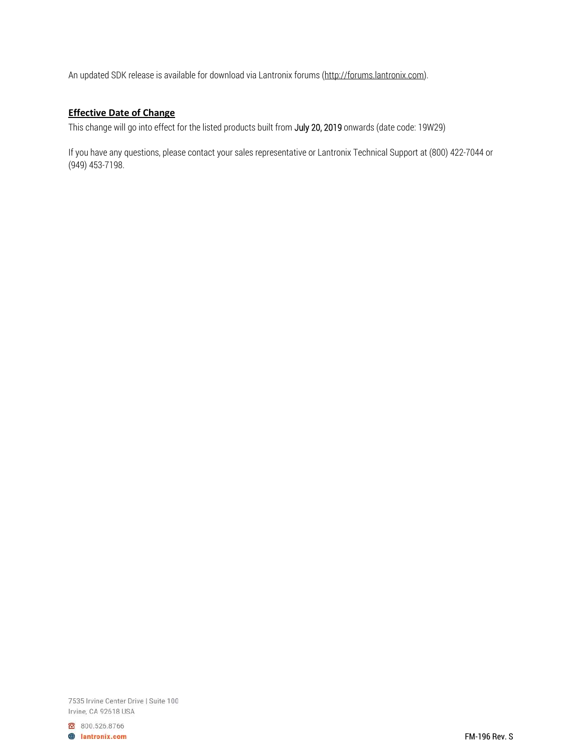An updated SDK release is available for download via Lantronix forums (http://forums.lantronix.com).

**Effective Date of Change**

This change will go into effect for the listed products built from July 20, 2019 onwards (date code: 19W29)

If you have any questions, please contact your sales representative or Lantronix Technical Support at (800) 422-7044 or (949) 453-7198.